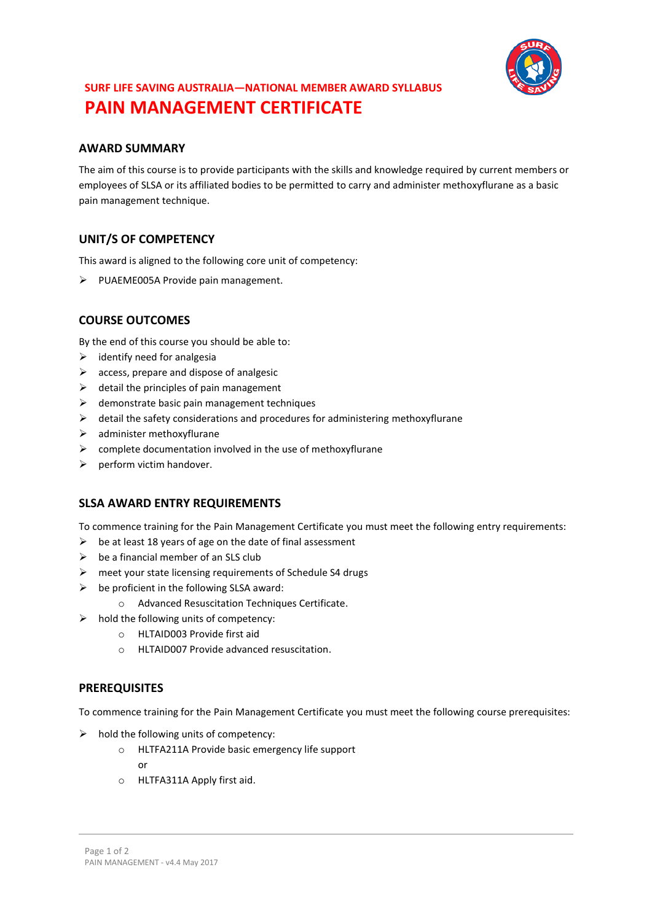SURF LIFE SAVING AUSTRALIA—NATIONAL MEMBER AWARD SYLLABUS

# PAIN MANAGEMENT CERTIFICATE

## AWARD SUMMARY

The aim of this course is to provide participants with the skills and knowledge required by current members or employees of SLSA or its affiliated bodies to be permitted to carry and administer methoxyflurane as a basic pain management technique.

## UNIT/S OF COMPETENCY

This award is aligned to the following core unit of competency:

- PUAEME005A Provide pain management.

## COURSE OUTCOMES

By the end of this course you should be able to:

- identify need for analgesia
- access, prepare and dispose of analgesic
- detail the principles of pain management
- demonstrate basic pain management techniques
- detail the safety considerations and procedures for administering methoxyflurane
- administer methoxyflurane
- complete documentation involved in the use of methoxyflurane
- perform victim handover.

## SLSA AWARD ENTRY REQUIREMENTS

To commence training for the Pain Management Certificate you must meet the following entry requirements:

- be at least 18 years of age on the date of final assessment
- be a financial member of an SLS club
- meet your state licensing requirements of Schedule S4 drugs
- be proficient in the following SLSA award:
  - Advanced Resuscitation Techniques Certificate.
- hold the following units of competency:
  - HLTAID003 Provide first aid
  - HLTAID007 Provide advanced resuscitation.

## PREREQUISITES

To commence training for the Pain Management Certificate you must meet the following course prerequisites:

- hold the following units of competency:
  - HLTFA211A Provide basic emergency life support
    
    or
  - HLTFA311A Apply first aid.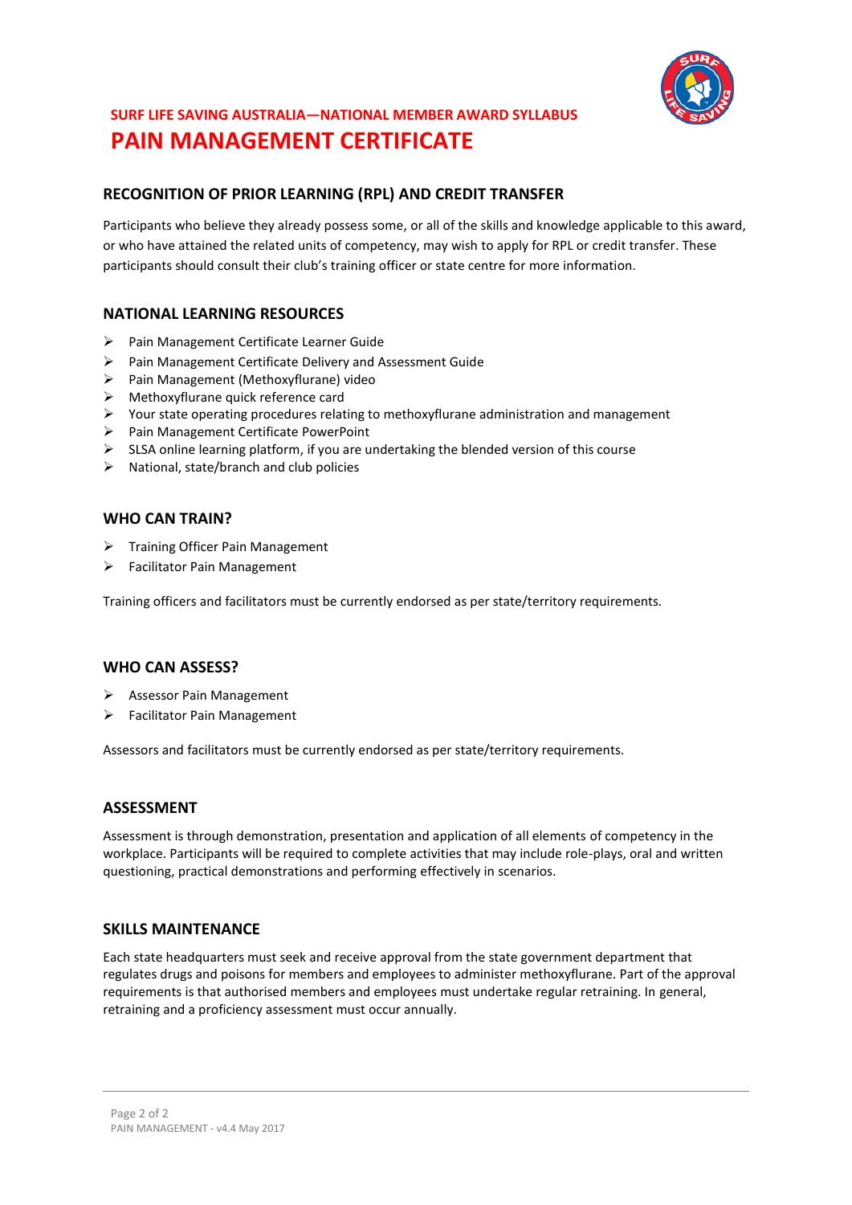SURF LIFE SAVING AUSTRALIA—NATIONAL MEMBER AWARD SYLLABUS

# PAIN MANAGEMENT CERTIFICATE

## RECOGNITION OF PRIOR LEARNING (RPL) AND CREDIT TRANSFER

Participants who believe they already possess some, or all of the skills and knowledge applicable to this award, or who have attained the related units of competency, may wish to apply for RPL or credit transfer. These participants should consult their club's training officer or state centre for more information.

## NATIONAL LEARNING RESOURCES

- Pain Management Certificate Learner Guide
- Pain Management Certificate Delivery and Assessment Guide
- Pain Management (Methoxyflurane) video
- Methoxyflurane quick reference card
- Your state operating procedures relating to methoxyflurane administration and management
- Pain Management Certificate PowerPoint
- SLSA online learning platform, if you are undertaking the blended version of this course
- National, state/branch and club policies

## WHO CAN TRAIN?

- Training Officer Pain Management
- Facilitator Pain Management

Training officers and facilitators must be currently endorsed as per state/territory requirements.

## WHO CAN ASSESS?

- Assessor Pain Management
- Facilitator Pain Management

Assessors and facilitators must be currently endorsed as per state/territory requirements.

## ASSESSMENT

Assessment is through demonstration, presentation and application of all elements of competency in the workplace. Participants will be required to complete activities that may include role-plays, oral and written questioning, practical demonstrations and performing effectively in scenarios.

## SKILLS MAINTENANCE

Each state headquarters must seek and receive approval from the state government department that regulates drugs and poisons for members and employees to administer methoxyflurane. Part of the approval requirements is that authorised members and employees must undertake regular retraining. In general, retraining and a proficiency assessment must occur annually.